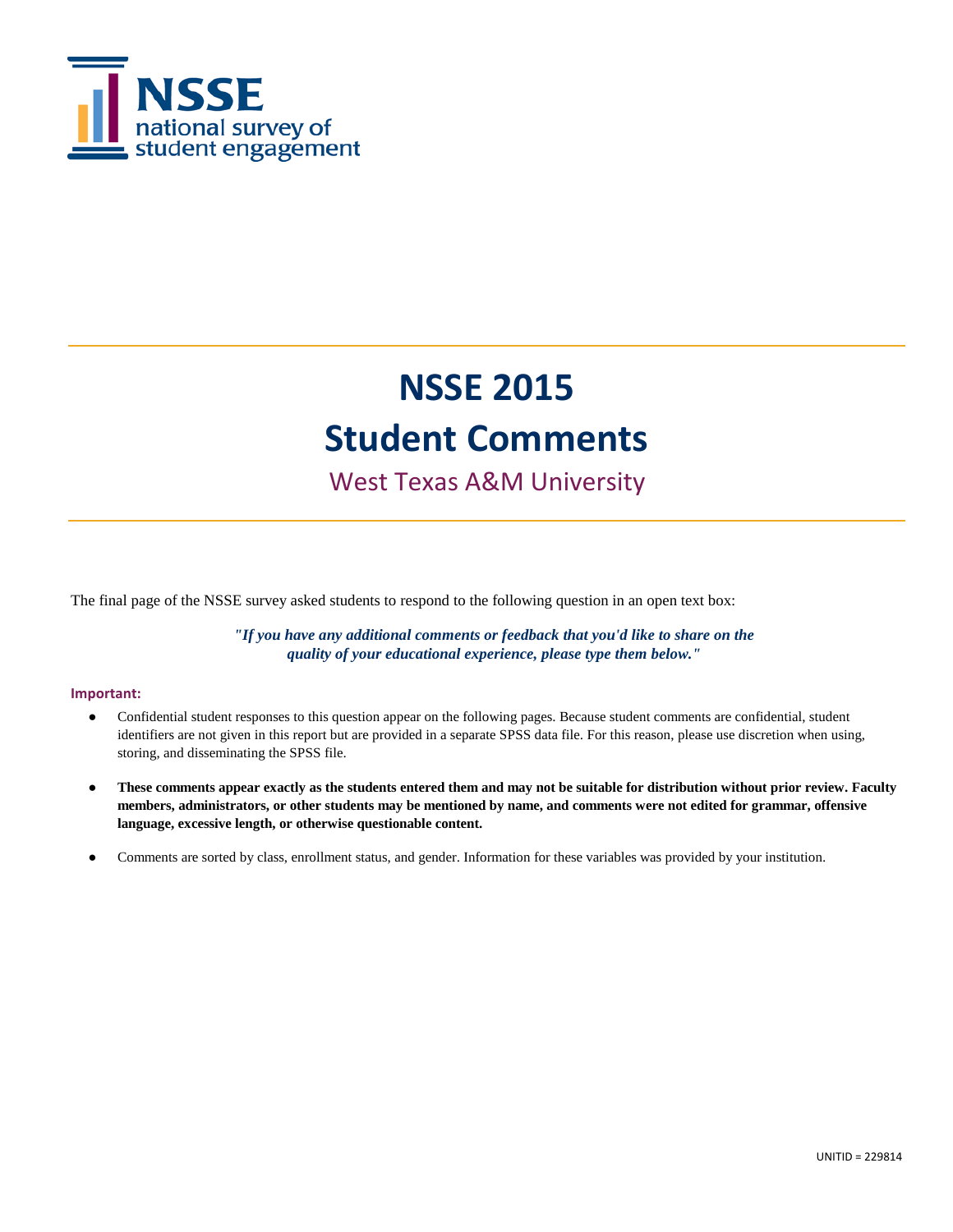NSSE
national survey of
student engagement

# NSSE 2015
# Student Comments

## West Texas A&M University

The final page of the NSSE survey asked students to respond to the following question in an open text box:

***"If you have any additional comments or feedback that you'd like to share on the quality of your educational experience, please type them below."***

**Important:**

- Confidential student responses to this question appear on the following pages. Because student comments are confidential, student identifiers are not given in this report but are provided in a separate SPSS data file. For this reason, please use discretion when using, storing, and disseminating the SPSS file.
- **These comments appear exactly as the students entered them and may not be suitable for distribution without prior review. Faculty members, administrators, or other students may be mentioned by name, and comments were not edited for grammar, offensive language, excessive length, or otherwise questionable content.**
- Comments are sorted by class, enrollment status, and gender. Information for these variables was provided by your institution.

UNITID = 229814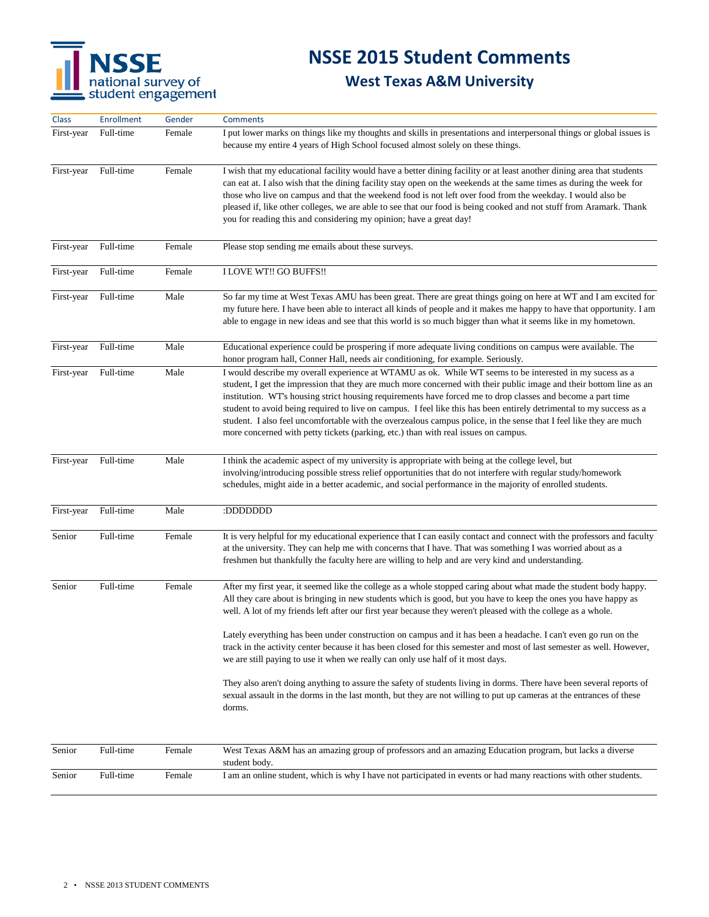# NSSE 2015 Student Comments

## West Texas A&M University

| Class | Enrollment | Gender | Comments |
|---|---|---|---|
| First-year | Full-time | Female | I put lower marks on things like my thoughts and skills in presentations and interpersonal things or global issues is because my entire 4 years of High School focused almost solely on these things. |
| First-year | Full-time | Female | I wish that my educational facility would have a better dining facility or at least another dining area that students can eat at. I also wish that the dining facility stay open on the weekends at the same times as during the week for those who live on campus and that the weekend food is not left over food from the weekday. I would also be pleased if, like other colleges, we are able to see that our food is being cooked and not stuff from Aramark. Thank you for reading this and considering my opinion; have a great day! |
| First-year | Full-time | Female | Please stop sending me emails about these surveys. |
| First-year | Full-time | Female | I LOVE WT!! GO BUFFS!! |
| First-year | Full-time | Male | So far my time at West Texas AMU has been great. There are great things going on here at WT and I am excited for my future here. I have been able to interact all kinds of people and it makes me happy to have that opportunity. I am able to engage in new ideas and see that this world is so much bigger than what it seems like in my hometown. |
| First-year | Full-time | Male | Educational experience could be prospering if more adequate living conditions on campus were available. The honor program hall, Conner Hall, needs air conditioning, for example. Seriously. |
| First-year | Full-time | Male | I would describe my overall experience at WTAMU as ok. While WT seems to be interested in my sucess as a student, I get the impression that they are much more concerned with their public image and their bottom line as an institution. WT's housing strict housing requirements have forced me to drop classes and become a part time student to avoid being required to live on campus. I feel like this has been entirely detrimental to my success as a student. I also feel uncomfortable with the overzealous campus police, in the sense that I feel like they are much more concerned with petty tickets (parking, etc.) than with real issues on campus. |
| First-year | Full-time | Male | I think the academic aspect of my university is appropriate with being at the college level, but involving/introducing possible stress relief opportunities that do not interfere with regular study/homework schedules, might aide in a better academic, and social performance in the majority of enrolled students. |
| First-year | Full-time | Male | :DDDDDDD |
| Senior | Full-time | Female | It is very helpful for my educational experience that I can easily contact and connect with the professors and faculty at the university. They can help me with concerns that I have. That was something I was worried about as a freshmen but thankfully the faculty here are willing to help and are very kind and understanding. |
| Senior | Full-time | Female | After my first year, it seemed like the college as a whole stopped caring about what made the student body happy. All they care about is bringing in new students which is good, but you have to keep the ones you have happy as well. A lot of my friends left after our first year because they weren't pleased with the college as a whole.<br><br>Lately everything has been under construction on campus and it has been a headache. I can't even go run on the track in the activity center because it has been closed for this semester and most of last semester as well. However, we are still paying to use it when we really can only use half of it most days.<br><br>They also aren't doing anything to assure the safety of students living in dorms. There have been several reports of sexual assault in the dorms in the last month, but they are not willing to put up cameras at the entrances of these dorms. |
| Senior | Full-time | Female | West Texas A&M has an amazing group of professors and an amazing Education program, but lacks a diverse student body. |
| Senior | Full-time | Female | I am an online student, which is why I have not participated in events or had many reactions with other students. |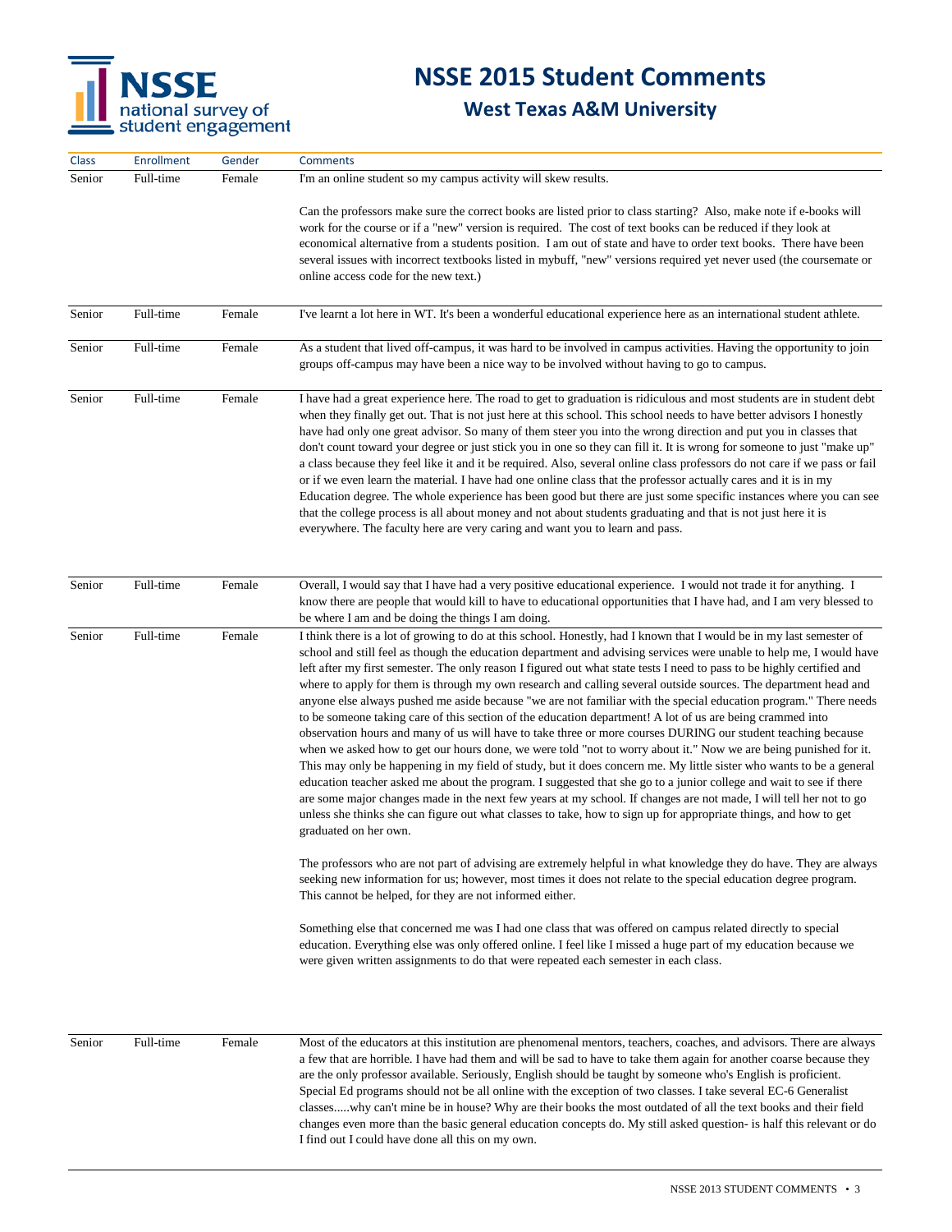# NSSE 2015 Student Comments

## West Texas A&M University

| Class | Enrollment | Gender | Comments |
| --- | --- | --- | --- |
| Senior | Full-time | Female | I'm an online student so my campus activity will skew results.<br><br>Can the professors make sure the correct books are listed prior to class starting? Also, make note if e-books will work for the course or if a "new" version is required. The cost of text books can be reduced if they look at economical alternative from a students position. I am out of state and have to order text books. There have been several issues with incorrect textbooks listed in mybuff, "new" versions required yet never used (the coursemate or online access code for the new text.) |
| Senior | Full-time | Female | I've learnt a lot here in WT. It's been a wonderful educational experience here as an international student athlete. |
| Senior | Full-time | Female | As a student that lived off-campus, it was hard to be involved in campus activities. Having the opportunity to join groups off-campus may have been a nice way to be involved without having to go to campus. |
| Senior | Full-time | Female | I have had a great experience here. The road to get to graduation is ridiculous and most students are in student debt when they finally get out. That is not just here at this school. This school needs to have better advisors I honestly have had only one great advisor. So many of them steer you into the wrong direction and put you in classes that don't count toward your degree or just stick you in one so they can fill it. It is wrong for someone to just "make up" a class because they feel like it and it be required. Also, several online class professors do not care if we pass or fail or if we even learn the material. I have had one online class that the professor actually cares and it is in my Education degree. The whole experience has been good but there are just some specific instances where you can see that the college process is all about money and not about students graduating and that is not just here it is everywhere. The faculty here are very caring and want you to learn and pass. |
| Senior | Full-time | Female | Overall, I would say that I have had a very positive educational experience. I would not trade it for anything. I know there are people that would kill to have to educational opportunities that I have had, and I am very blessed to be where I am and be doing the things I am doing. |
| Senior | Full-time | Female | I think there is a lot of growing to do at this school. Honestly, had I known that I would be in my last semester of school and still feel as though the education department and advising services were unable to help me, I would have left after my first semester. The only reason I figured out what state tests I need to pass to be highly certified and where to apply for them is through my own research and calling several outside sources. The department head and anyone else always pushed me aside because "we are not familiar with the special education program." There needs to be someone taking care of this section of the education department! A lot of us are being crammed into observation hours and many of us will have to take three or more courses DURING our student teaching because when we asked how to get our hours done, we were told "not to worry about it." Now we are being punished for it. This may only be happening in my field of study, but it does concern me. My little sister who wants to be a general education teacher asked me about the program. I suggested that she go to a junior college and wait to see if there are some major changes made in the next few years at my school. If changes are not made, I will tell her not to go unless she thinks she can figure out what classes to take, how to sign up for appropriate things, and how to get graduated on her own.<br><br>The professors who are not part of advising are extremely helpful in what knowledge they do have. They are always seeking new information for us; however, most times it does not relate to the special education degree program. This cannot be helped, for they are not informed either.<br><br>Something else that concerned me was I had one class that was offered on campus related directly to special education. Everything else was only offered online. I feel like I missed a huge part of my education because we were given written assignments to do that were repeated each semester in each class. |
| Senior | Full-time | Female | Most of the educators at this institution are phenomenal mentors, teachers, coaches, and advisors. There are always a few that are horrible. I have had them and will be sad to have to take them again for another coarse because they are the only professor available. Seriously, English should be taught by someone who's English is proficient. Special Ed programs should not be all online with the exception of two classes. I take several EC-6 Generalist classes.....why can't mine be in house? Why are their books the most outdated of all the text books and their field changes even more than the basic general education concepts do. My still asked question- is half this relevant or do I find out I could have done all this on my own. |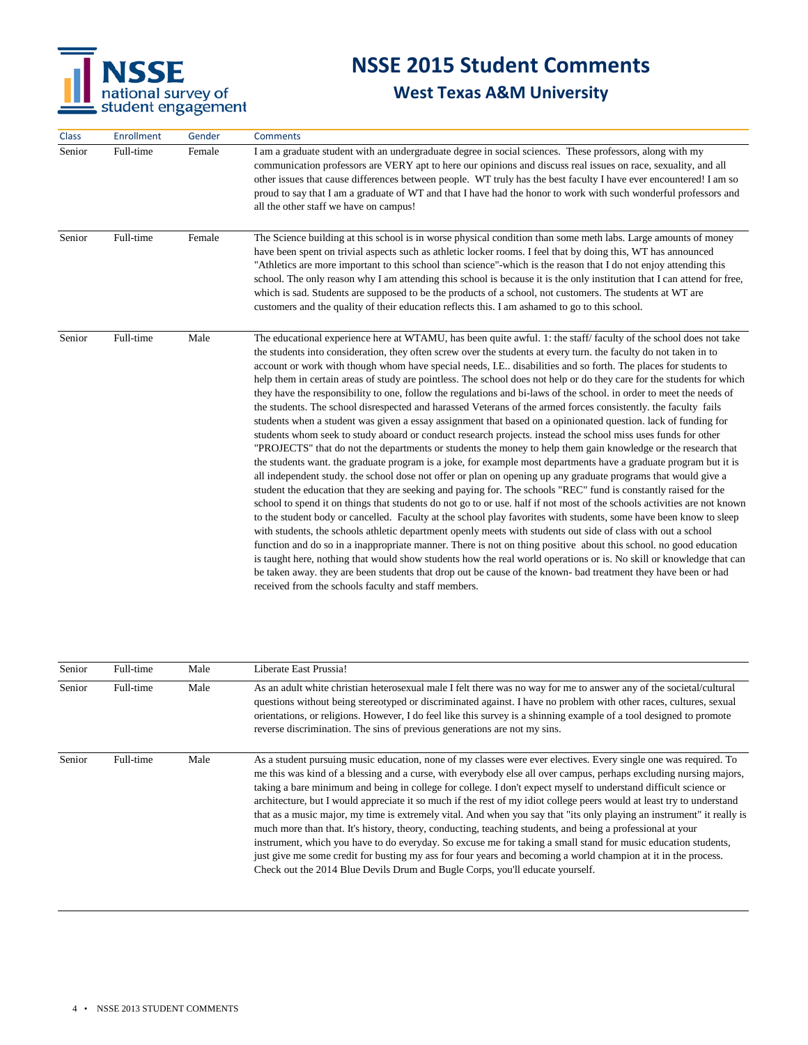# NSSE 2015 Student Comments

## West Texas A&M University

| Class | Enrollment | Gender | Comments |
|---|---|---|---|
| Senior | Full-time | Female | I am a graduate student with an undergraduate degree in social sciences. These professors, along with my communication professors are VERY apt to here our opinions and discuss real issues on race, sexuality, and all other issues that cause differences between people. WT truly has the best faculty I have ever encountered! I am so proud to say that I am a graduate of WT and that I have had the honor to work with such wonderful professors and all the other staff we have on campus! |
| Senior | Full-time | Female | The Science building at this school is in worse physical condition than some meth labs. Large amounts of money have been spent on trivial aspects such as athletic locker rooms. I feel that by doing this, WT has announced "Athletics are more important to this school than science"-which is the reason that I do not enjoy attending this school. The only reason why I am attending this school is because it is the only institution that I can attend for free, which is sad. Students are supposed to be the products of a school, not customers. The students at WT are customers and the quality of their education reflects this. I am ashamed to go to this school. |
| Senior | Full-time | Male | The educational experience here at WTAMU, has been quite awful. 1: the staff/ faculty of the school does not take the students into consideration, they often screw over the students at every turn. the faculty do not taken in to account or work with though whom have special needs, I.E.. disabilities and so forth. The places for students to help them in certain areas of study are pointless. The school does not help or do they care for the students for which they have the responsibility to one, follow the regulations and bi-laws of the school. in order to meet the needs of the students. The school disrespected and harassed Veterans of the armed forces consistently. the faculty fails students when a student was given a essay assignment that based on a opinionated question. lack of funding for students whom seek to study aboard or conduct research projects. instead the school miss uses funds for other "PROJECTS" that do not the departments or students the money to help them gain knowledge or the research that the students want. the graduate program is a joke, for example most departments have a graduate program but it is all independent study. the school dose not offer or plan on opening up any graduate programs that would give a student the education that they are seeking and paying for. The schools "REC" fund is constantly raised for the school to spend it on things that students do not go to or use. half if not most of the schools activities are not known to the student body or cancelled. Faculty at the school play favorites with students, some have been know to sleep with students, the schools athletic department openly meets with students out side of class with out a school function and do so in a inappropriate manner. There is not on thing positive about this school. no good education is taught here, nothing that would show students how the real world operations or is. No skill or knowledge that can be taken away. they are been students that drop out be cause of the known- bad treatment they have been or had received from the schools faculty and staff members. |
| Senior | Full-time | Male | Liberate East Prussia! |
| Senior | Full-time | Male | As an adult white christian heterosexual male I felt there was no way for me to answer any of the societal/cultural questions without being stereotyped or discriminated against. I have no problem with other races, cultures, sexual orientations, or religions. However, I do feel like this survey is a shinning example of a tool designed to promote reverse discrimination. The sins of previous generations are not my sins. |
| Senior | Full-time | Male | As a student pursuing music education, none of my classes were ever electives. Every single one was required. To me this was kind of a blessing and a curse, with everybody else all over campus, perhaps excluding nursing majors, taking a bare minimum and being in college for college. I don't expect myself to understand difficult science or architecture, but I would appreciate it so much if the rest of my idiot college peers would at least try to understand that as a music major, my time is extremely vital. And when you say that "its only playing an instrument" it really is much more than that. It's history, theory, conducting, teaching students, and being a professional at your instrument, which you have to do everyday. So excuse me for taking a small stand for music education students, just give me some credit for busting my ass for four years and becoming a world champion at it in the process. Check out the 2014 Blue Devils Drum and Bugle Corps, you'll educate yourself. |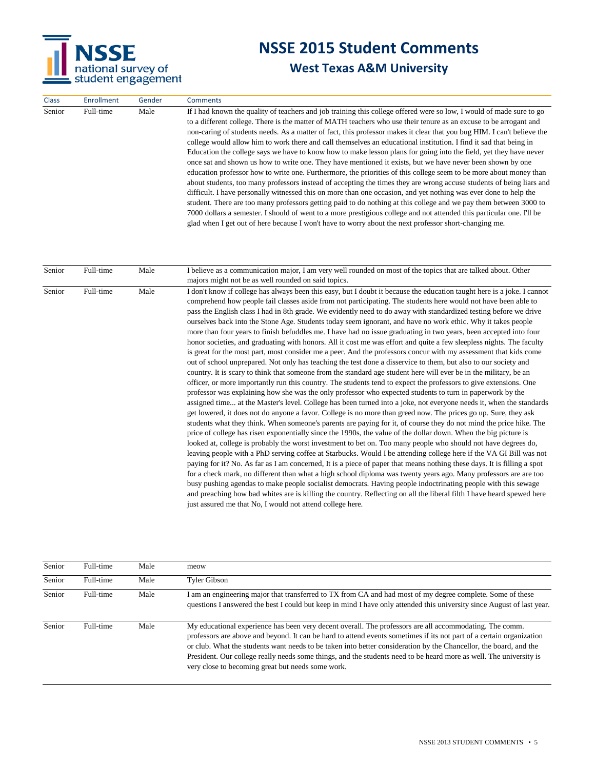# NSSE 2015 Student Comments

## West Texas A&M University

| Class | Enrollment | Gender | Comments |
|---|---|---|---|
| Senior | Full-time | Male | If I had known the quality of teachers and job training this college offered were so low, I would of made sure to go to a different college. There is the matter of MATH teachers who use their tenure as an excuse to be arrogant and non-caring of students needs. As a matter of fact, this professor makes it clear that you bug HIM. I can't believe the college would allow him to work there and call themselves an educational institution. I find it sad that being in Education the college says we have to know how to make lesson plans for going into the field, yet they have never once sat and shown us how to write one. They have mentioned it exists, but we have never been shown by one education professor how to write one. Furthermore, the priorities of this college seem to be more about money than about students, too many professors instead of accepting the times they are wrong accuse students of being liars and difficult. I have personally witnessed this on more than one occasion, and yet nothing was ever done to help the student. There are too many professors getting paid to do nothing at this college and we pay them between 3000 to 7000 dollars a semester. I should of went to a more prestigious college and not attended this particular one. I'll be glad when I get out of here because I won't have to worry about the next professor short-changing me. |
| Senior | Full-time | Male | I believe as a communication major, I am very well rounded on most of the topics that are talked about. Other majors might not be as well rounded on said topics. |
| Senior | Full-time | Male | I don't know if college has always been this easy, but I doubt it because the education taught here is a joke. I cannot comprehend how people fail classes aside from not participating. The students here would not have been able to pass the English class I had in 8th grade. We evidently need to do away with standardized testing before we drive ourselves back into the Stone Age. Students today seem ignorant, and have no work ethic. Why it takes people more than four years to finish befuddles me. I have had no issue graduating in two years, been accepted into four honor societies, and graduating with honors. All it cost me was effort and quite a few sleepless nights. The faculty is great for the most part, most consider me a peer. And the professors concur with my assessment that kids come out of school unprepared. Not only has teaching the test done a disservice to them, but also to our society and country. It is scary to think that someone from the standard age student here will ever be in the military, be an officer, or more importantly run this country. The students tend to expect the professors to give extensions. One professor was explaining how she was the only professor who expected students to turn in paperwork by the assigned time... at the Master's level. College has been turned into a joke, not everyone needs it, when the standards get lowered, it does not do anyone a favor. College is no more than greed now. The prices go up. Sure, they ask students what they think. When someone's parents are paying for it, of course they do not mind the price hike. The price of college has risen exponentially since the 1990s, the value of the dollar down. When the big picture is looked at, college is probably the worst investment to bet on. Too many people who should not have degrees do, leaving people with a PhD serving coffee at Starbucks. Would I be attending college here if the VA GI Bill was not paying for it? No. As far as I am concerned, It is a piece of paper that means nothing these days. It is filling a spot for a check mark, no different than what a high school diploma was twenty years ago. Many professors are are too busy pushing agendas to make people socialist democrats. Having people indoctrinating people with this sewage and preaching how bad whites are is killing the country. Reflecting on all the liberal filth I have heard spewed here just assured me that No, I would not attend college here. |
| Senior | Full-time | Male | meow |
| Senior | Full-time | Male | Tyler Gibson |
| Senior | Full-time | Male | I am an engineering major that transferred to TX from CA and had most of my degree complete. Some of these questions I answered the best I could but keep in mind I have only attended this university since August of last year. |
| Senior | Full-time | Male | My educational experience has been very decent overall. The professors are all accommodating. The comm. professors are above and beyond. It can be hard to attend events sometimes if its not part of a certain organization or club. What the students want needs to be taken into better consideration by the Chancellor, the board, and the President. Our college really needs some things, and the students need to be heard more as well. The university is very close to becoming great but needs some work. |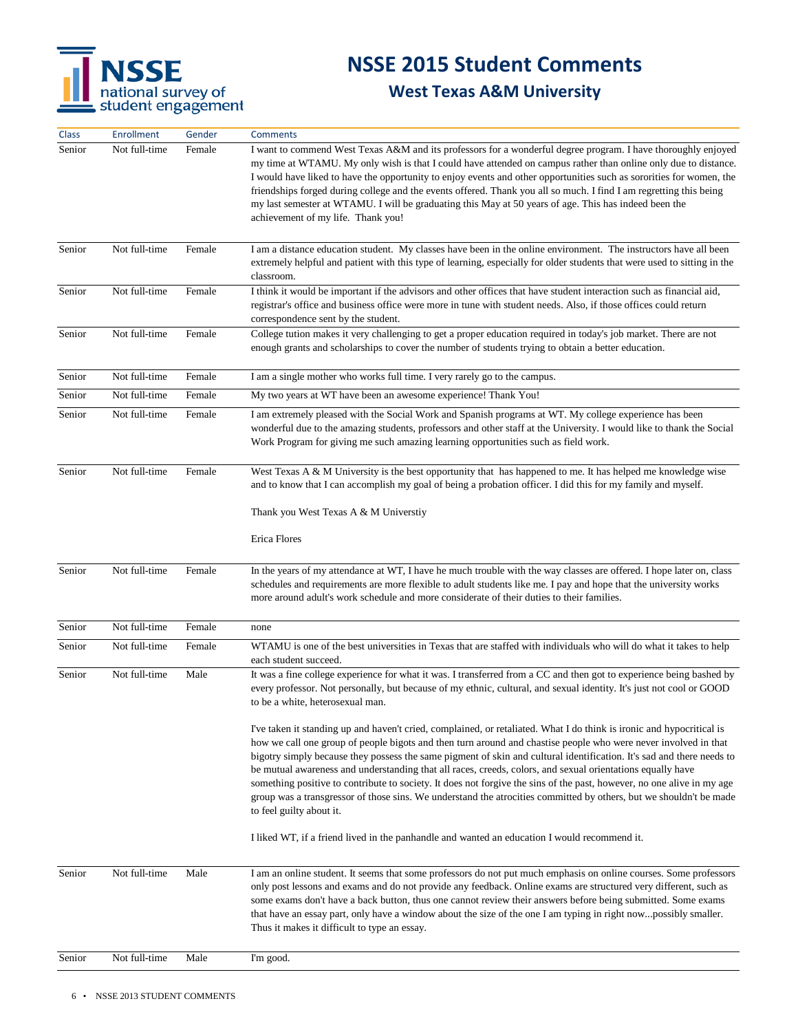# NSSE 2015 Student Comments

## West Texas A&M University

| Class | Enrollment | Gender | Comments |
|---|---|---|---|
| Senior | Not full-time | Female | I want to commend West Texas A&M and its professors for a wonderful degree program. I have thoroughly enjoyed my time at WTAMU. My only wish is that I could have attended on campus rather than online only due to distance. I would have liked to have the opportunity to enjoy events and other opportunities such as sororities for women, the friendships forged during college and the events offered. Thank you all so much. I find I am regretting this being my last semester at WTAMU. I will be graduating this May at 50 years of age. This has indeed been the achievement of my life. Thank you! |
| Senior | Not full-time | Female | I am a distance education student. My classes have been in the online environment. The instructors have all been extremely helpful and patient with this type of learning, especially for older students that were used to sitting in the classroom. |
| Senior | Not full-time | Female | I think it would be important if the advisors and other offices that have student interaction such as financial aid, registrar's office and business office were more in tune with student needs. Also, if those offices could return correspondence sent by the student. |
| Senior | Not full-time | Female | College tution makes it very challenging to get a proper education required in today's job market. There are not enough grants and scholarships to cover the number of students trying to obtain a better education. |
| Senior | Not full-time | Female | I am a single mother who works full time. I very rarely go to the campus. |
| Senior | Not full-time | Female | My two years at WT have been an awesome experience! Thank You! |
| Senior | Not full-time | Female | I am extremely pleased with the Social Work and Spanish programs at WT. My college experience has been wonderful due to the amazing students, professors and other staff at the University. I would like to thank the Social Work Program for giving me such amazing learning opportunities such as field work. |
| Senior | Not full-time | Female | West Texas A & M University is the best opportunity that has happened to me. It has helped me knowledge wise and to know that I can accomplish my goal of being a probation officer. I did this for my family and myself.<br><br>Thank you West Texas A & M Universtiy<br><br>Erica Flores |
| Senior | Not full-time | Female | In the years of my attendance at WT, I have he much trouble with the way classes are offered. I hope later on, class schedules and requirements are more flexible to adult students like me. I pay and hope that the university works more around adult's work schedule and more considerate of their duties to their families. |
| Senior | Not full-time | Female | none |
| Senior | Not full-time | Female | WTAMU is one of the best universities in Texas that are staffed with individuals who will do what it takes to help each student succeed. |
| Senior | Not full-time | Male | It was a fine college experience for what it was. I transferred from a CC and then got to experience being bashed by every professor. Not personally, but because of my ethnic, cultural, and sexual identity. It's just not cool or GOOD to be a white, heterosexual man.<br><br>I've taken it standing up and haven't cried, complained, or retaliated. What I do think is ironic and hypocritical is how we call one group of people bigots and then turn around and chastise people who were never involved in that bigotry simply because they possess the same pigment of skin and cultural identification. It's sad and there needs to be mutual awareness and understanding that all races, creeds, colors, and sexual orientations equally have something positive to contribute to society. It does not forgive the sins of the past, however, no one alive in my age group was a transgressor of those sins. We understand the atrocities committed by others, but we shouldn't be made to feel guilty about it.<br><br>I liked WT, if a friend lived in the panhandle and wanted an education I would recommend it. |
| Senior | Not full-time | Male | I am an online student. It seems that some professors do not put much emphasis on online courses. Some professors only post lessons and exams and do not provide any feedback. Online exams are structured very different, such as some exams don't have a back button, thus one cannot review their answers before being submitted. Some exams that have an essay part, only have a window about the size of the one I am typing in right now...possibly smaller. Thus it makes it difficult to type an essay. |
| Senior | Not full-time | Male | I'm good. |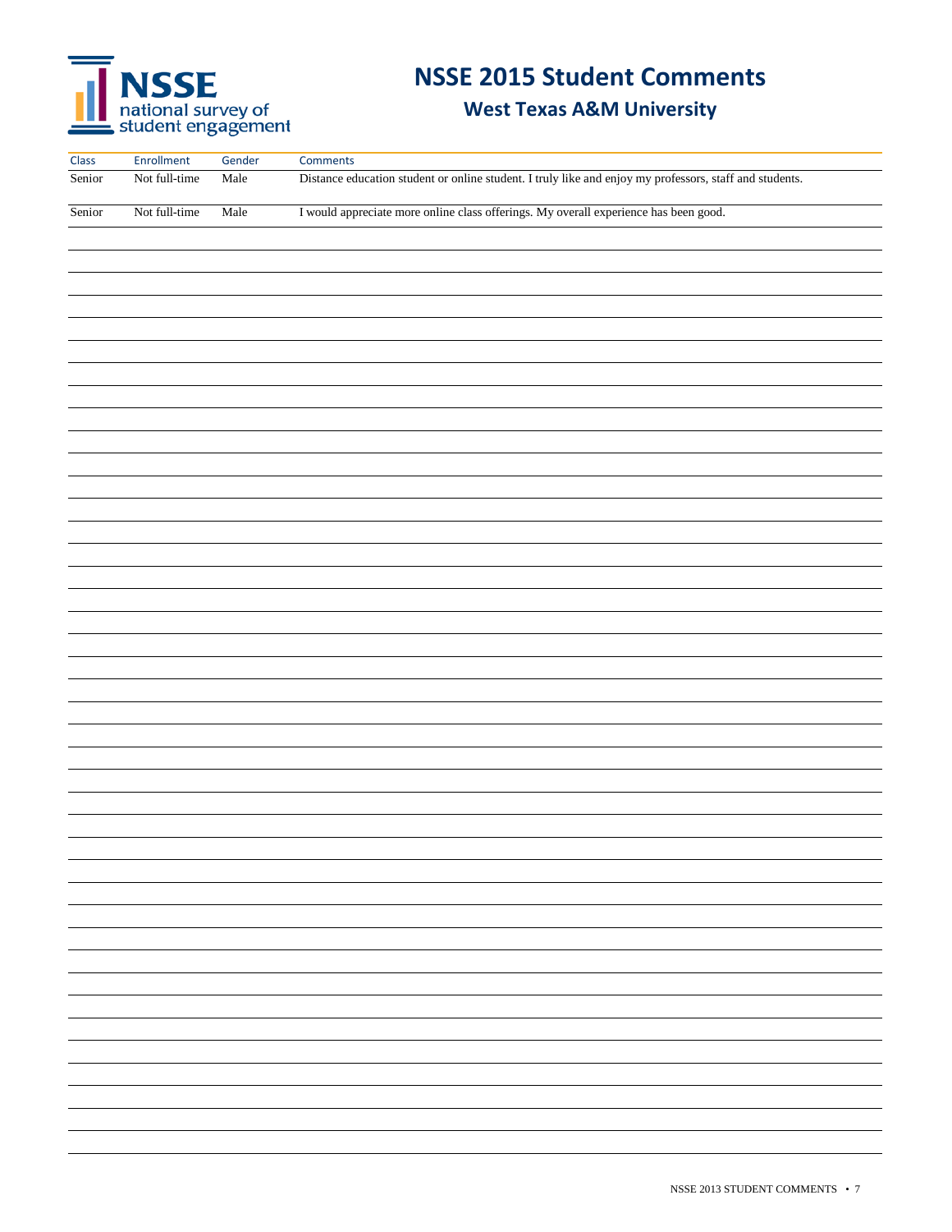# NSSE 2015 Student Comments

## West Texas A&M University

| Class | Enrollment | Gender | Comments |
|---|---|---|---|
| Senior | Not full-time | Male | Distance education student or online student. I truly like and enjoy my professors, staff and students. |
| Senior | Not full-time | Male | I would appreciate more online class offerings. My overall experience has been good. |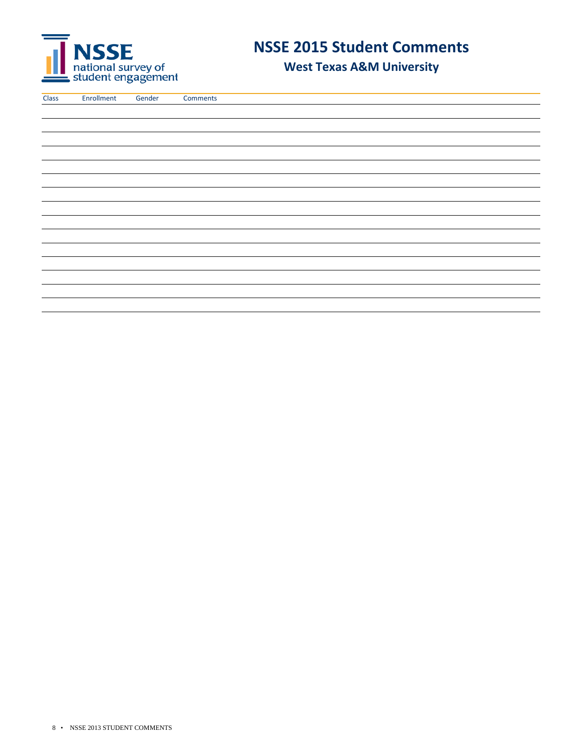# NSSE 2015 Student Comments

## West Texas A&M University

| Class | Enrollment | Gender | Comments |
|---|---|---|---|